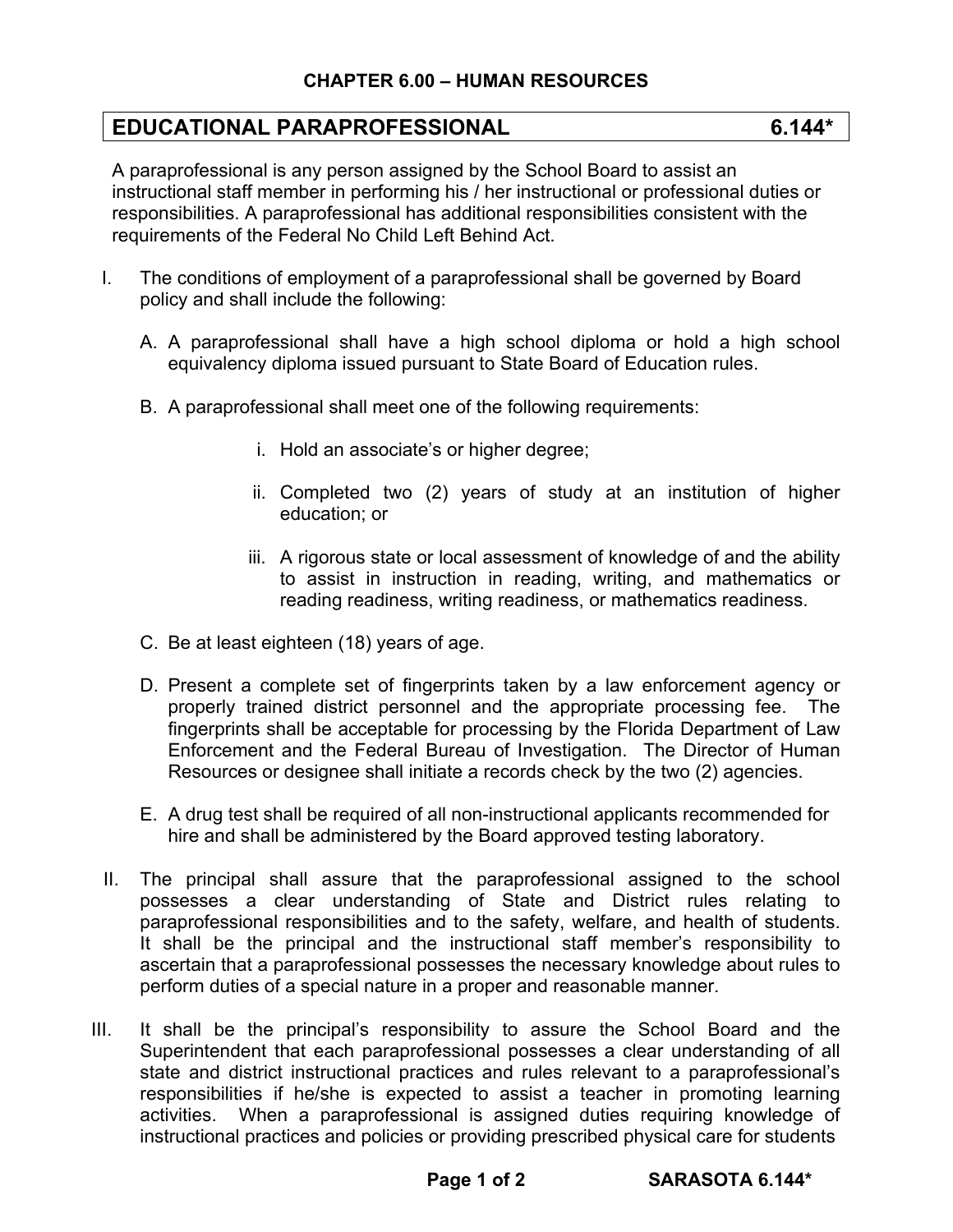## CHAPTER 6.00 – HUMAN RESOURCES

# EDUCATIONAL PARAPROFESSIONAL 6.144*

A paraprofessional is any person assigned by the School Board to assist an instructional staff member in performing his / her instructional or professional duties or responsibilities. A paraprofessional has additional responsibilities consistent with the requirements of the Federal No Child Left Behind Act.

I. The conditions of employment of a paraprofessional shall be governed by Board policy and shall include the following:

   A. A paraprofessional shall have a high school diploma or hold a high school equivalency diploma issued pursuant to State Board of Education rules.

   B. A paraprofessional shall meet one of the following requirements:

      i. Hold an associate's or higher degree;

      ii. Completed two (2) years of study at an institution of higher education; or

      iii. A rigorous state or local assessment of knowledge of and the ability to assist in instruction in reading, writing, and mathematics or reading readiness, writing readiness, or mathematics readiness.

   C. Be at least eighteen (18) years of age.

   D. Present a complete set of fingerprints taken by a law enforcement agency or properly trained district personnel and the appropriate processing fee. The fingerprints shall be acceptable for processing by the Florida Department of Law Enforcement and the Federal Bureau of Investigation. The Director of Human Resources or designee shall initiate a records check by the two (2) agencies.

   E. A drug test shall be required of all non-instructional applicants recommended for hire and shall be administered by the Board approved testing laboratory.

II. The principal shall assure that the paraprofessional assigned to the school possesses a clear understanding of State and District rules relating to paraprofessional responsibilities and to the safety, welfare, and health of students. It shall be the principal and the instructional staff member's responsibility to ascertain that a paraprofessional possesses the necessary knowledge about rules to perform duties of a special nature in a proper and reasonable manner.

III. It shall be the principal's responsibility to assure the School Board and the Superintendent that each paraprofessional possesses a clear understanding of all state and district instructional practices and rules relevant to a paraprofessional's responsibilities if he/she is expected to assist a teacher in promoting learning activities. When a paraprofessional is assigned duties requiring knowledge of instructional practices and policies or providing prescribed physical care for students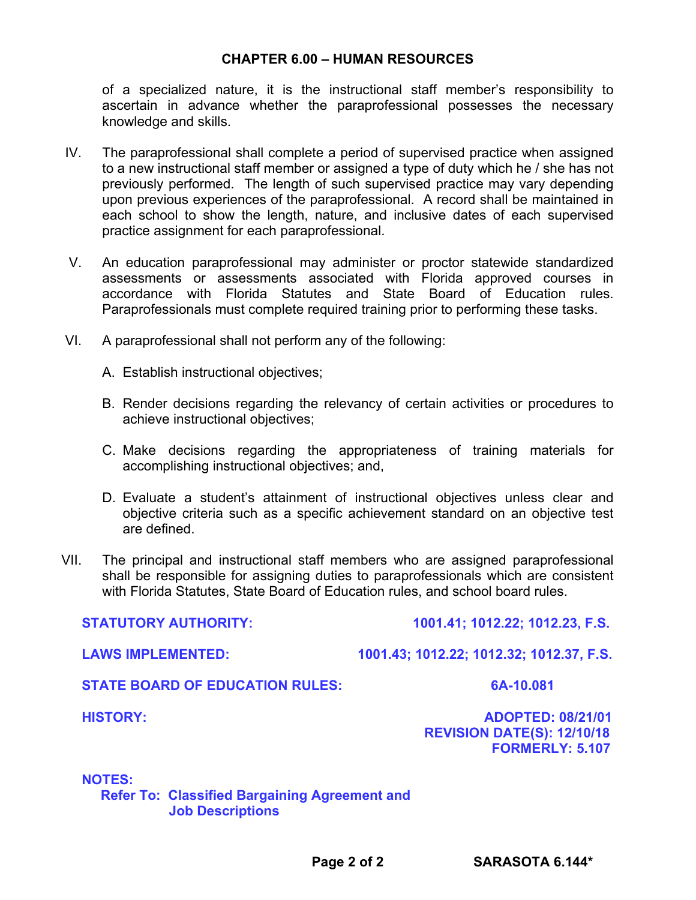of a specialized nature, it is the instructional staff member's responsibility to ascertain in advance whether the paraprofessional possesses the necessary knowledge and skills.

IV. The paraprofessional shall complete a period of supervised practice when assigned to a new instructional staff member or assigned a type of duty which he / she has not previously performed. The length of such supervised practice may vary depending upon previous experiences of the paraprofessional. A record shall be maintained in each school to show the length, nature, and inclusive dates of each supervised practice assignment for each paraprofessional.

V. An education paraprofessional may administer or proctor statewide standardized assessments or assessments associated with Florida approved courses in accordance with Florida Statutes and State Board of Education rules. Paraprofessionals must complete required training prior to performing these tasks.

VI. A paraprofessional shall not perform any of the following:

A. Establish instructional objectives;

B. Render decisions regarding the relevancy of certain activities or procedures to achieve instructional objectives;

C. Make decisions regarding the appropriateness of training materials for accomplishing instructional objectives; and,

D. Evaluate a student's attainment of instructional objectives unless clear and objective criteria such as a specific achievement standard on an objective test are defined.

VII. The principal and instructional staff members who are assigned paraprofessional shall be responsible for assigning duties to paraprofessionals which are consistent with Florida Statutes, State Board of Education rules, and school board rules.

**STATUTORY AUTHORITY:** **1001.41; 1012.22; 1012.23, F.S.**

**LAWS IMPLEMENTED:** **1001.43; 1012.22; 1012.32; 1012.37, F.S.**

**STATE BOARD OF EDUCATION RULES:** **6A-10.081**

**HISTORY:** **ADOPTED: 08/21/01**
**REVISION DATE(S): 12/10/18**
**FORMERLY: 5.107**

**NOTES:**
**Refer To: Classified Bargaining Agreement and Job Descriptions**